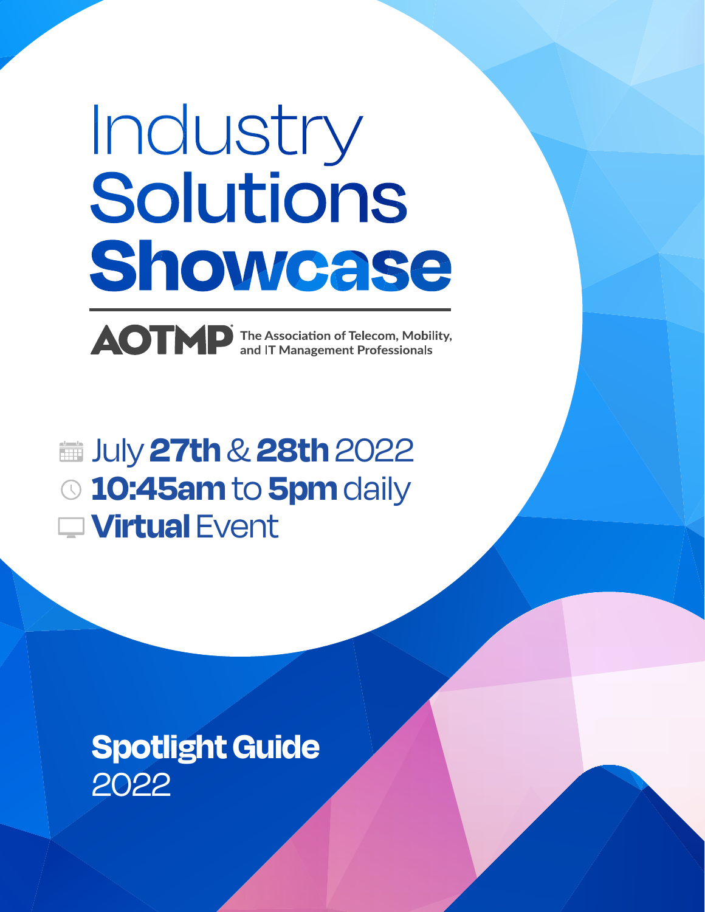# Industry Solutions Showcase

**AOTMP** The Association of Telecom, Mobility, and IT Management Professionals

July **27th** & **28th** 2022

**10:45am** to **5pm** daily

**Virtual** Event

## Spotlight Guide 2022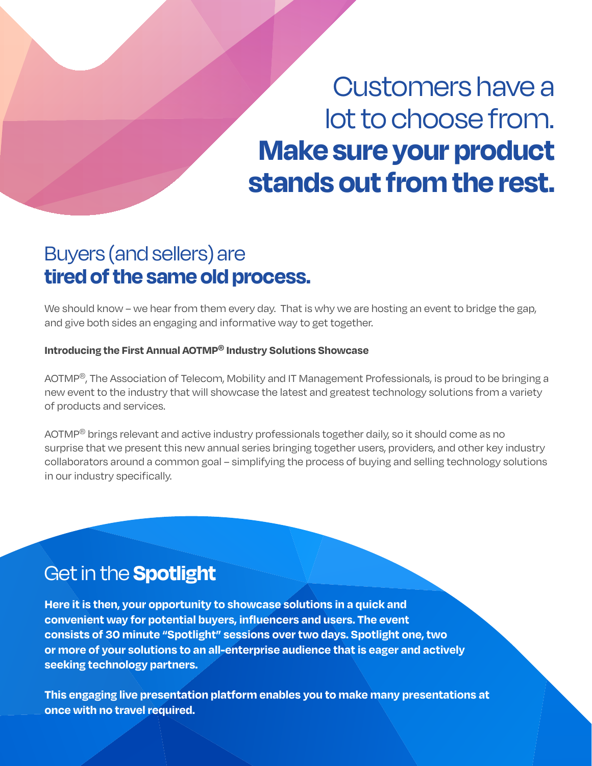# Customers have a lot to choose from. **Make sure your product stands out from the rest.**

## Buyers (and sellers) are **tired of the same old process.**

We should know – we hear from them every day. That is why we are hosting an event to bridge the gap, and give both sides an engaging and informative way to get together.

**Introducing the First Annual AOTMP® Industry Solutions Showcase**

AOTMP®, The Association of Telecom, Mobility and IT Management Professionals, is proud to be bringing a new event to the industry that will showcase the latest and greatest technology solutions from a variety of products and services.

AOTMP® brings relevant and active industry professionals together daily, so it should come as no surprise that we present this new annual series bringing together users, providers, and other key industry collaborators around a common goal – simplifying the process of buying and selling technology solutions in our industry specifically.

## Get in the **Spotlight**

**Here it is then, your opportunity to showcase solutions in a quick and convenient way for potential buyers, influencers and users. The event consists of 30 minute "Spotlight" sessions over two days. Spotlight one, two or more of your solutions to an all-enterprise audience that is eager and actively seeking technology partners.**

**This engaging live presentation platform enables you to make many presentations at once with no travel required.**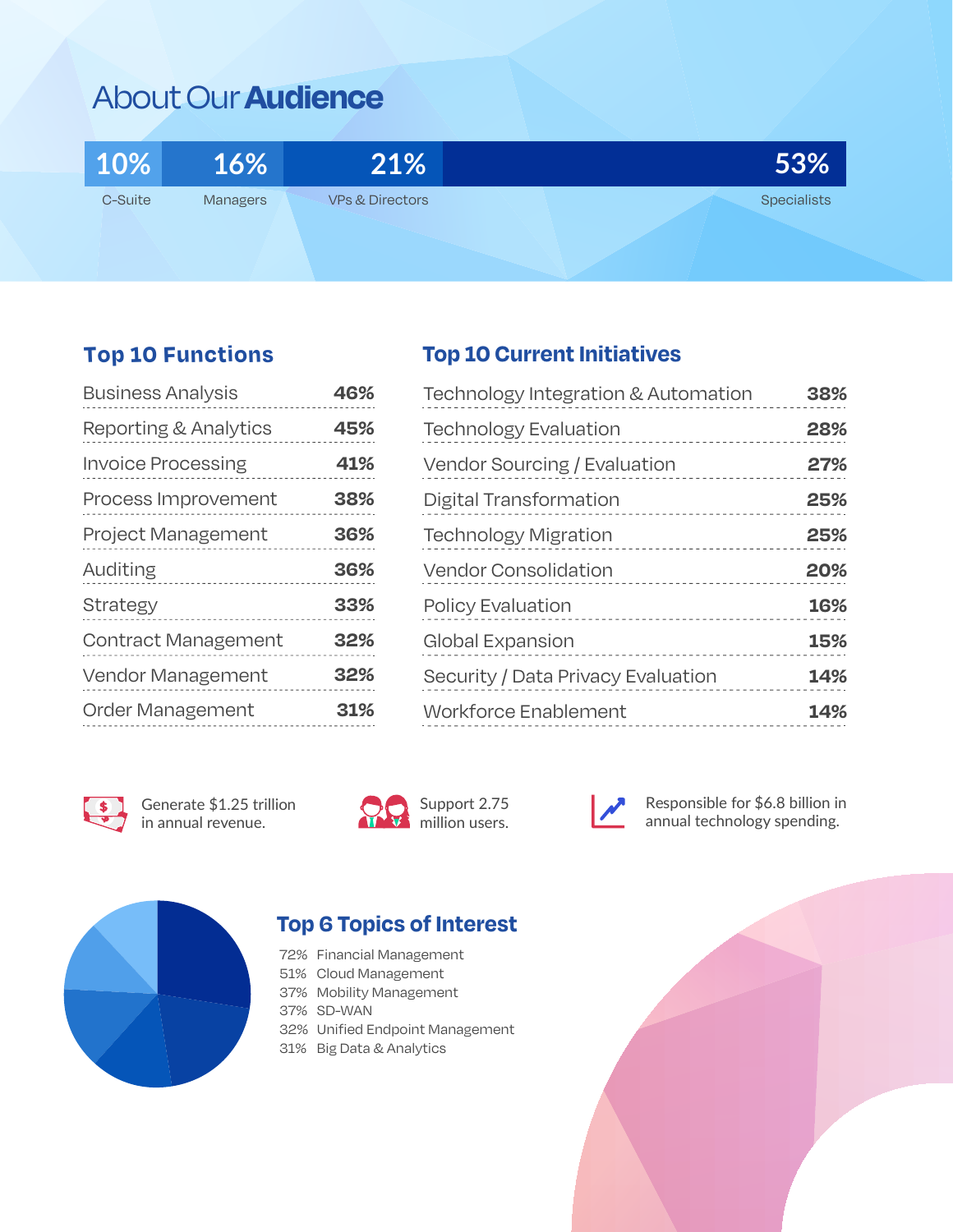# About Our **Audience**

10% C-Suite
16% Managers
21% VPs & Directors
53% Specialists

## Top 10 Functions

| | |
|---|---|
| Business Analysis | **46%** |
| Reporting & Analytics | **45%** |
| Invoice Processing | **41%** |
| Process Improvement | **38%** |
| Project Management | **36%** |
| Auditing | **36%** |
| Strategy | **33%** |
| Contract Management | **32%** |
| Vendor Management | **32%** |
| Order Management | **31%** |

## Top 10 Current Initiatives

| | |
|---|---|
| Technology Integration & Automation | **38%** |
| Technology Evaluation | **28%** |
| Vendor Sourcing / Evaluation | **27%** |
| Digital Transformation | **25%** |
| Technology Migration | **25%** |
| Vendor Consolidation | **20%** |
| Policy Evaluation | **16%** |
| Global Expansion | **15%** |
| Security / Data Privacy Evaluation | **14%** |
| Workforce Enablement | **14%** |

Generate $1.25 trillion in annual revenue.

Support 2.75 million users.

Responsible for $6.8 billion in annual technology spending.

## Top 6 Topics of Interest

72% Financial Management
51% Cloud Management
37% Mobility Management
37% SD-WAN
32% Unified Endpoint Management
31% Big Data & Analytics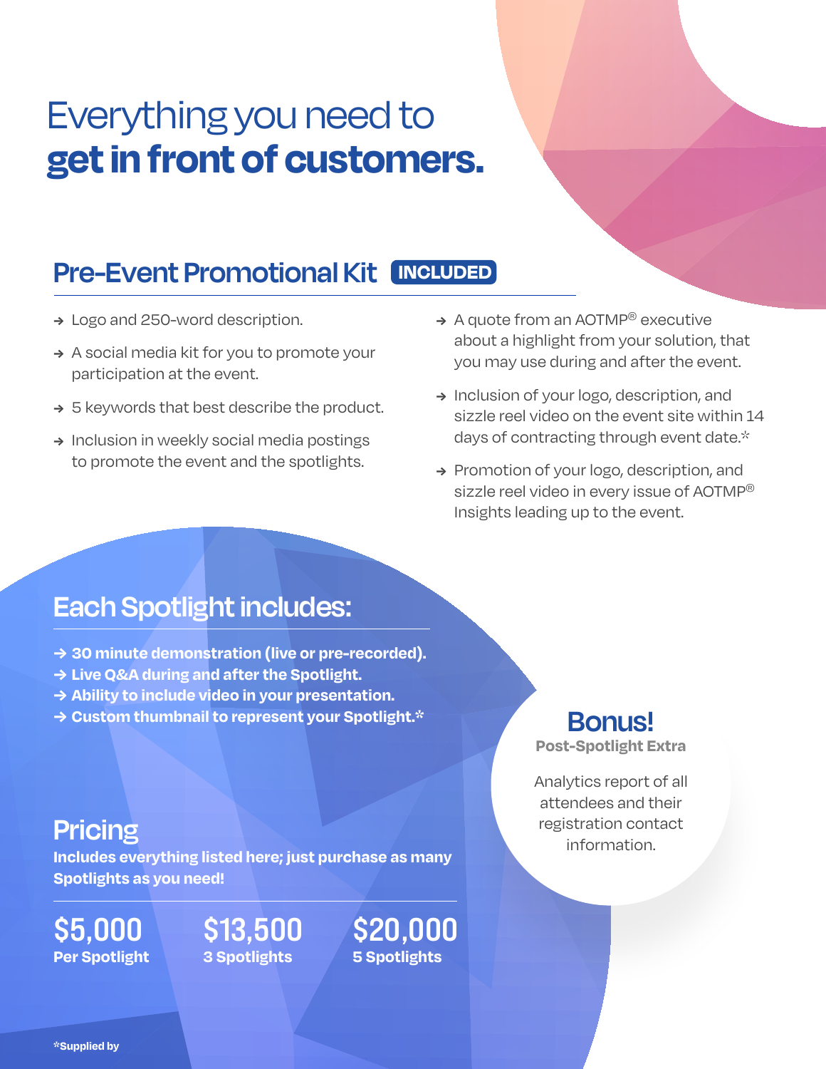# Everything you need to **get in front of customers.**

## Pre-Event Promotional Kit INCLUDED

- → Logo and 250-word description.
- → A social media kit for you to promote your participation at the event.
- → 5 keywords that best describe the product.
- → Inclusion in weekly social media postings to promote the event and the spotlights.
- → A quote from an AOTMP® executive about a highlight from your solution, that you may use during and after the event.
- → Inclusion of your logo, description, and sizzle reel video on the event site within 14 days of contracting through event date.*
- → Promotion of your logo, description, and sizzle reel video in every issue of AOTMP® Insights leading up to the event.

## Each Spotlight includes:

- **→ 30 minute demonstration (live or pre-recorded).**
- **→ Live Q&A during and after the Spotlight.**
- **→ Ability to include video in your presentation.**
- **→ Custom thumbnail to represent your Spotlight.***

## Bonus!

**Post-Spotlight Extra**

Analytics report of all attendees and their registration contact information.

## Pricing

**Includes everything listed here; just purchase as many Spotlights as you need!**

**$5,000**
**Per Spotlight**

**$13,500**
**3 Spotlights**

**$20,000**
**5 Spotlights**

***Supplied by**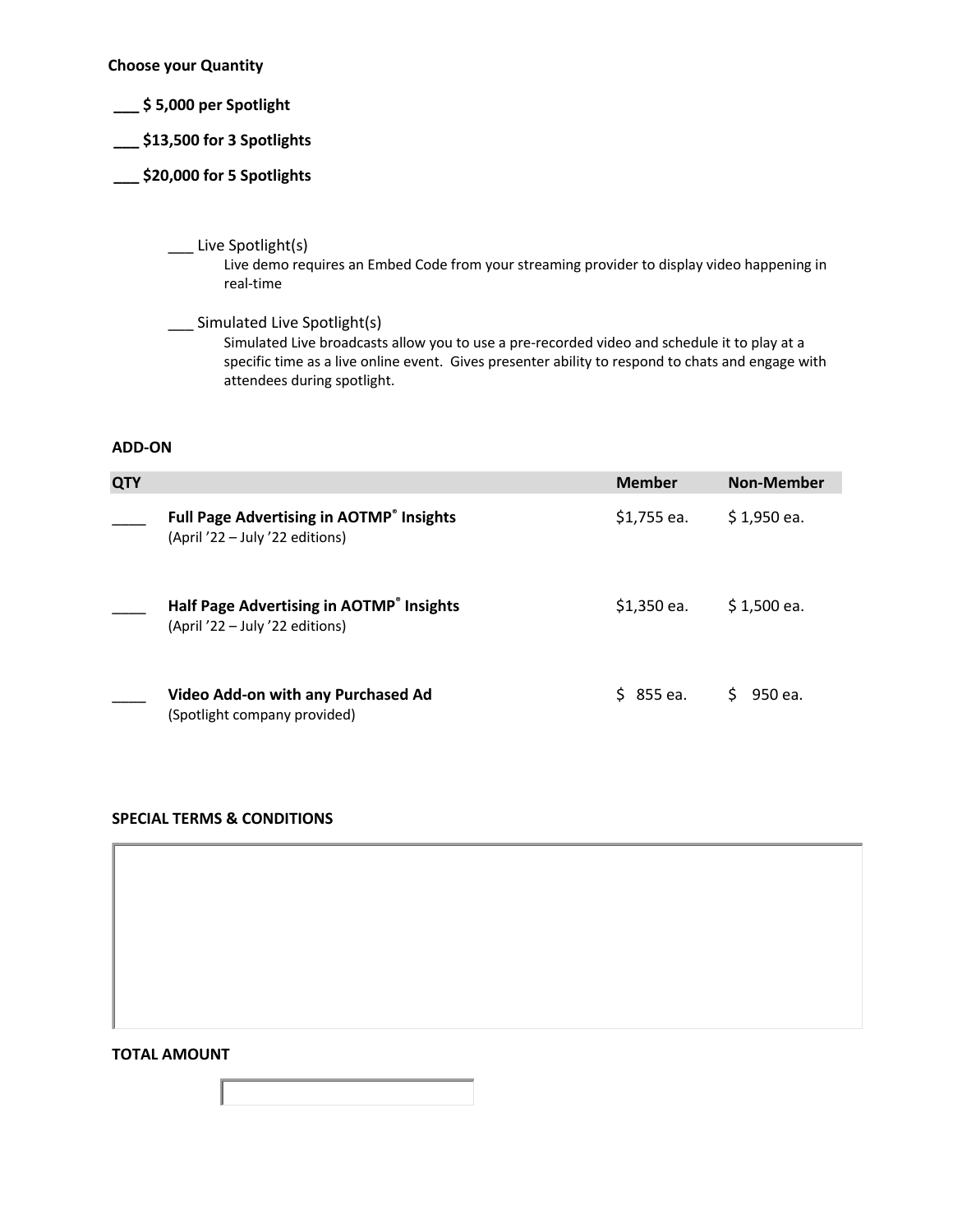**Choose your Quantity**

**___ $ 5,000 per Spotlight**

**___ $13,500 for 3 Spotlights**

**___ $20,000 for 5 Spotlights**

___ Live Spotlight(s)

Live demo requires an Embed Code from your streaming provider to display video happening in real-time

___ Simulated Live Spotlight(s)

Simulated Live broadcasts allow you to use a pre-recorded video and schedule it to play at a specific time as a live online event. Gives presenter ability to respond to chats and engage with attendees during spotlight.

**ADD-ON**

| QTY | | Member | Non-Member |
|---|---|---|---|
| ____ | **Full Page Advertising in AOTMP® Insights** (April '22 – July '22 editions) | $1,755 ea. | $ 1,950 ea. |
| ____ | **Half Page Advertising in AOTMP® Insights** (April '22 – July '22 editions) | $1,350 ea. | $ 1,500 ea. |
| ____ | **Video Add-on with any Purchased Ad** (Spotlight company provided) | $ 855 ea. | $ 950 ea. |

**SPECIAL TERMS & CONDITIONS**

**TOTAL AMOUNT**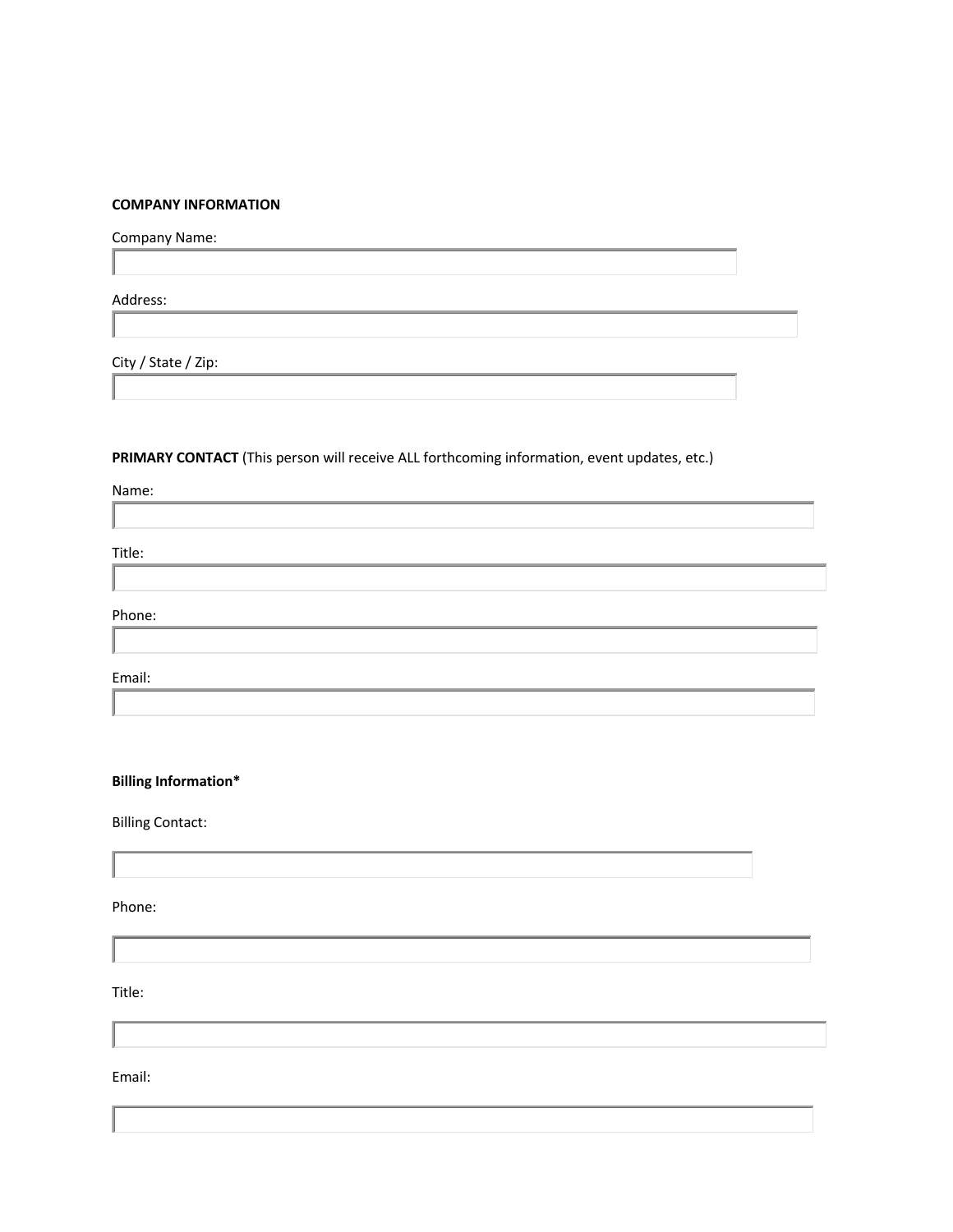**COMPANY INFORMATION**

Company Name:

Address:

City / State / Zip:

**PRIMARY CONTACT** (This person will receive ALL forthcoming information, event updates, etc.)

Name:

Title:

Phone:

Email:

**Billing Information***

Billing Contact:

Phone:

Title:

Email: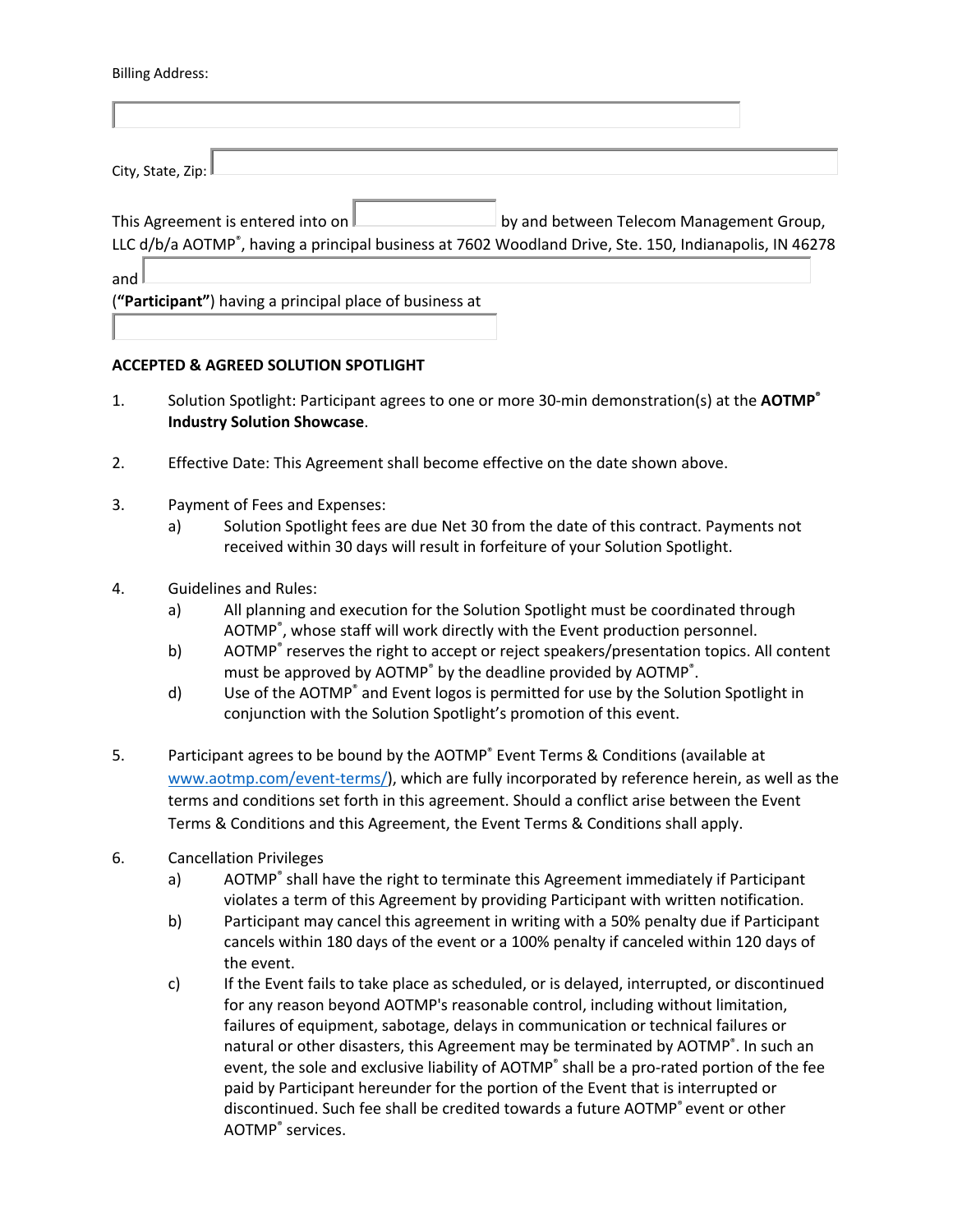Billing Address:

City, State, Zip:

This Agreement is entered into on ______ by and between Telecom Management Group, LLC d/b/a AOTMP®, having a principal business at 7602 Woodland Drive, Ste. 150, Indianapolis, IN 46278

and ______

(**"Participant"**) having a principal place of business at

**ACCEPTED & AGREED SOLUTION SPOTLIGHT**

1. Solution Spotlight: Participant agrees to one or more 30-min demonstration(s) at the **AOTMP® Industry Solution Showcase**.

2. Effective Date: This Agreement shall become effective on the date shown above.

3. Payment of Fees and Expenses:
   a) Solution Spotlight fees are due Net 30 from the date of this contract. Payments not received within 30 days will result in forfeiture of your Solution Spotlight.

4. Guidelines and Rules:
   a) All planning and execution for the Solution Spotlight must be coordinated through AOTMP®, whose staff will work directly with the Event production personnel.
   b) AOTMP® reserves the right to accept or reject speakers/presentation topics. All content must be approved by AOTMP® by the deadline provided by AOTMP®.
   d) Use of the AOTMP® and Event logos is permitted for use by the Solution Spotlight in conjunction with the Solution Spotlight's promotion of this event.

5. Participant agrees to be bound by the AOTMP® Event Terms & Conditions (available at www.aotmp.com/event-terms/), which are fully incorporated by reference herein, as well as the terms and conditions set forth in this agreement. Should a conflict arise between the Event Terms & Conditions and this Agreement, the Event Terms & Conditions shall apply.

6. Cancellation Privileges
   a) AOTMP® shall have the right to terminate this Agreement immediately if Participant violates a term of this Agreement by providing Participant with written notification.
   b) Participant may cancel this agreement in writing with a 50% penalty due if Participant cancels within 180 days of the event or a 100% penalty if canceled within 120 days of the event.
   c) If the Event fails to take place as scheduled, or is delayed, interrupted, or discontinued for any reason beyond AOTMP's reasonable control, including without limitation, failures of equipment, sabotage, delays in communication or technical failures or natural or other disasters, this Agreement may be terminated by AOTMP®. In such an event, the sole and exclusive liability of AOTMP® shall be a pro-rated portion of the fee paid by Participant hereunder for the portion of the Event that is interrupted or discontinued. Such fee shall be credited towards a future AOTMP® event or other AOTMP® services.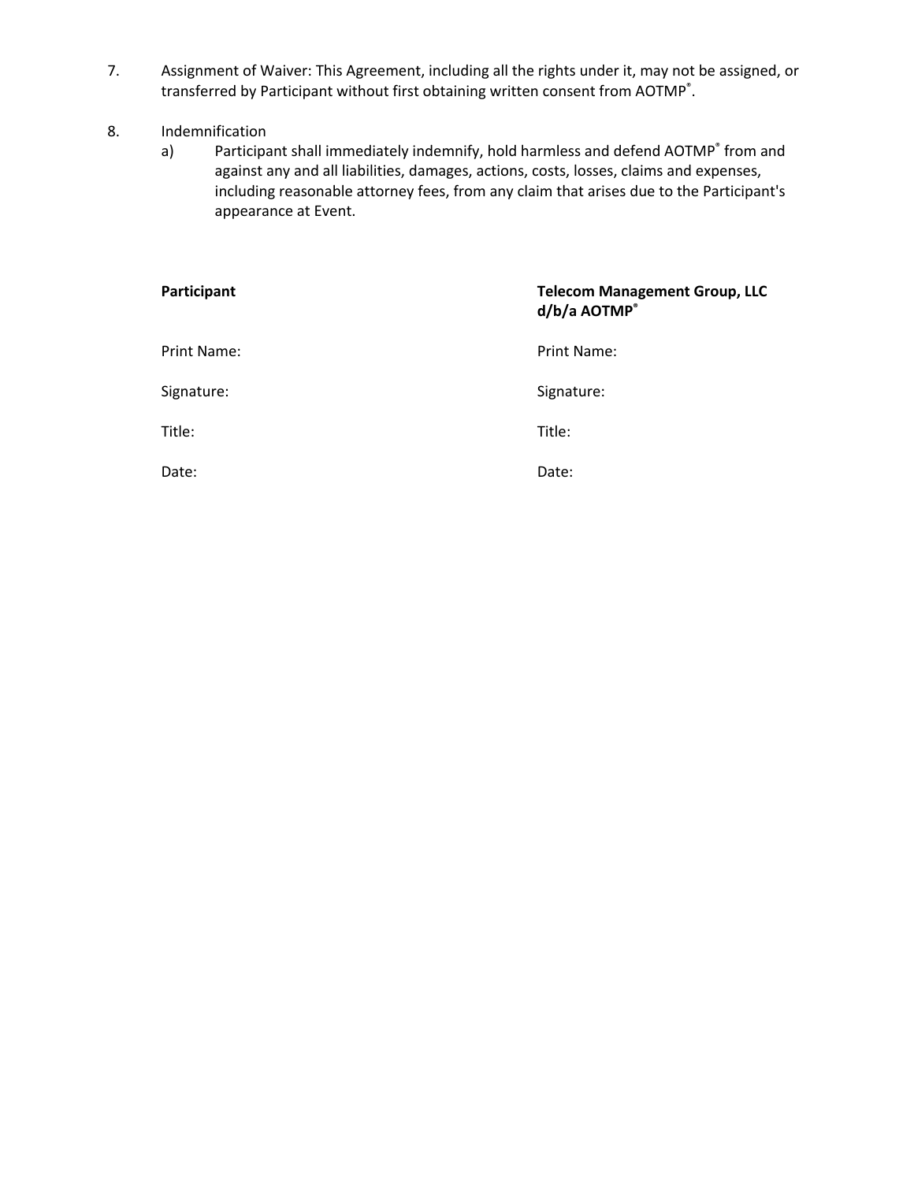7. Assignment of Waiver: This Agreement, including all the rights under it, may not be assigned, or transferred by Participant without first obtaining written consent from AOTMP®.

8. Indemnification
   a) Participant shall immediately indemnify, hold harmless and defend AOTMP® from and against any and all liabilities, damages, actions, costs, losses, claims and expenses, including reasonable attorney fees, from any claim that arises due to the Participant's appearance at Event.

| | |
|---|---|
| **Participant** | **Telecom Management Group, LLC d/b/a AOTMP®** |
| Print Name: | Print Name: |
| Signature: | Signature: |
| Title: | Title: |
| Date: | Date: |